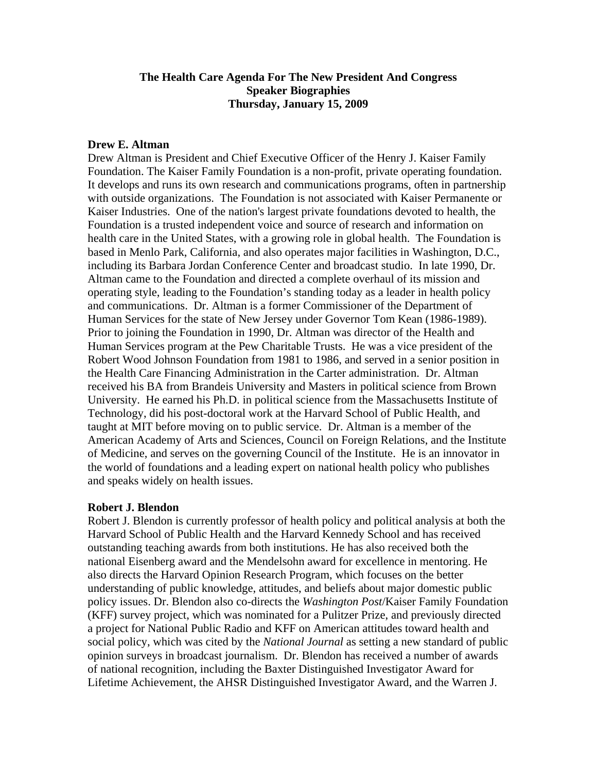# The Health Care Agenda For The New President And Congress
## Speaker Biographies
### Thursday, January 15, 2009

**Drew E. Altman**

Drew Altman is President and Chief Executive Officer of the Henry J. Kaiser Family Foundation. The Kaiser Family Foundation is a non-profit, private operating foundation. It develops and runs its own research and communications programs, often in partnership with outside organizations. The Foundation is not associated with Kaiser Permanente or Kaiser Industries. One of the nation's largest private foundations devoted to health, the Foundation is a trusted independent voice and source of research and information on health care in the United States, with a growing role in global health. The Foundation is based in Menlo Park, California, and also operates major facilities in Washington, D.C., including its Barbara Jordan Conference Center and broadcast studio. In late 1990, Dr. Altman came to the Foundation and directed a complete overhaul of its mission and operating style, leading to the Foundation's standing today as a leader in health policy and communications. Dr. Altman is a former Commissioner of the Department of Human Services for the state of New Jersey under Governor Tom Kean (1986-1989). Prior to joining the Foundation in 1990, Dr. Altman was director of the Health and Human Services program at the Pew Charitable Trusts. He was a vice president of the Robert Wood Johnson Foundation from 1981 to 1986, and served in a senior position in the Health Care Financing Administration in the Carter administration. Dr. Altman received his BA from Brandeis University and Masters in political science from Brown University. He earned his Ph.D. in political science from the Massachusetts Institute of Technology, did his post-doctoral work at the Harvard School of Public Health, and taught at MIT before moving on to public service. Dr. Altman is a member of the American Academy of Arts and Sciences, Council on Foreign Relations, and the Institute of Medicine, and serves on the governing Council of the Institute. He is an innovator in the world of foundations and a leading expert on national health policy who publishes and speaks widely on health issues.

**Robert J. Blendon**

Robert J. Blendon is currently professor of health policy and political analysis at both the Harvard School of Public Health and the Harvard Kennedy School and has received outstanding teaching awards from both institutions. He has also received both the national Eisenberg award and the Mendelsohn award for excellence in mentoring. He also directs the Harvard Opinion Research Program, which focuses on the better understanding of public knowledge, attitudes, and beliefs about major domestic public policy issues. Dr. Blendon also co-directs the *Washington Post*/Kaiser Family Foundation (KFF) survey project, which was nominated for a Pulitzer Prize, and previously directed a project for National Public Radio and KFF on American attitudes toward health and social policy, which was cited by the *National Journal* as setting a new standard of public opinion surveys in broadcast journalism. Dr. Blendon has received a number of awards of national recognition, including the Baxter Distinguished Investigator Award for Lifetime Achievement, the AHSR Distinguished Investigator Award, and the Warren J.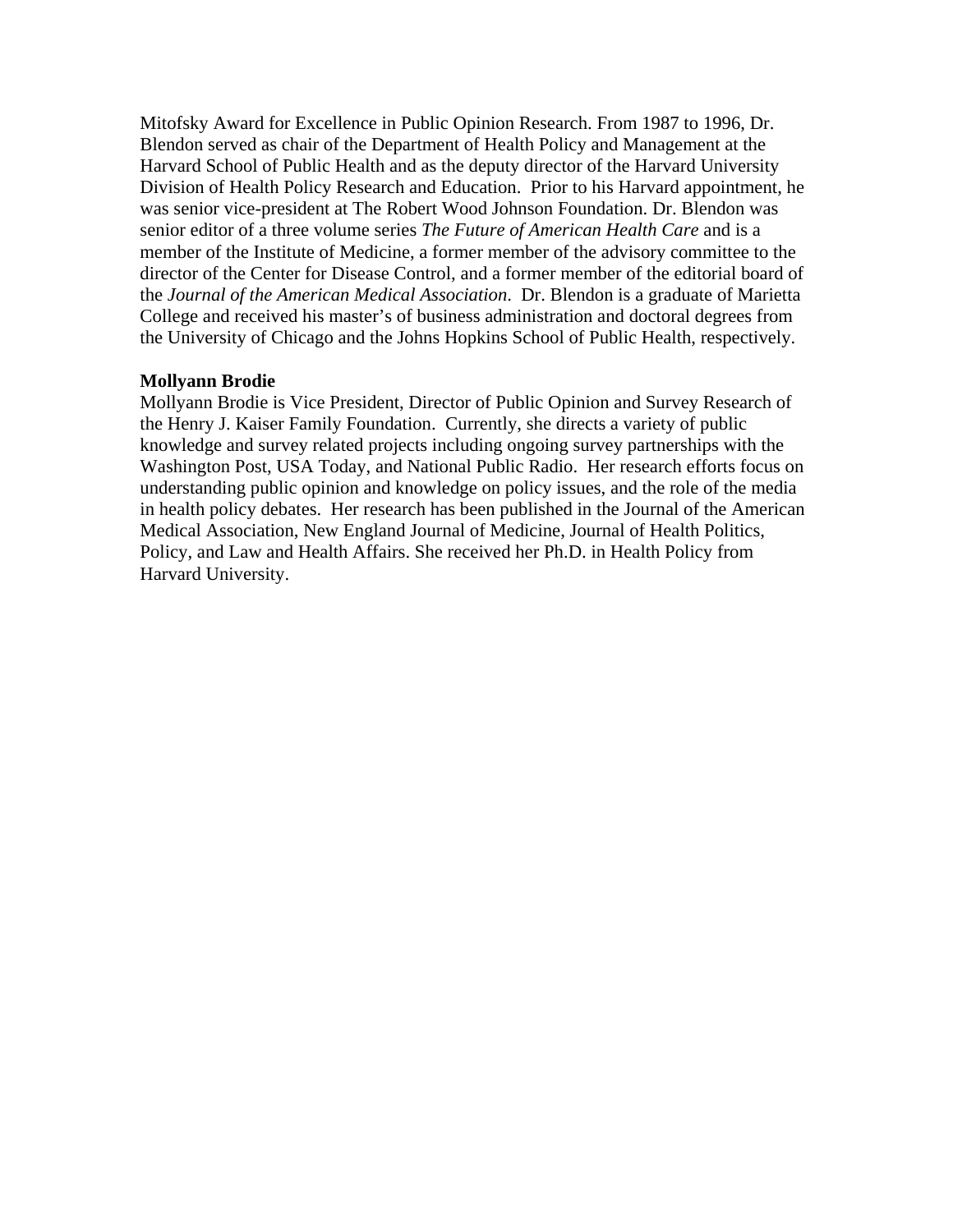Mitofsky Award for Excellence in Public Opinion Research. From 1987 to 1996, Dr. Blendon served as chair of the Department of Health Policy and Management at the Harvard School of Public Health and as the deputy director of the Harvard University Division of Health Policy Research and Education. Prior to his Harvard appointment, he was senior vice-president at The Robert Wood Johnson Foundation. Dr. Blendon was senior editor of a three volume series *The Future of American Health Care* and is a member of the Institute of Medicine, a former member of the advisory committee to the director of the Center for Disease Control, and a former member of the editorial board of the *Journal of the American Medical Association*. Dr. Blendon is a graduate of Marietta College and received his master's of business administration and doctoral degrees from the University of Chicago and the Johns Hopkins School of Public Health, respectively.

**Mollyann Brodie**
Mollyann Brodie is Vice President, Director of Public Opinion and Survey Research of the Henry J. Kaiser Family Foundation. Currently, she directs a variety of public knowledge and survey related projects including ongoing survey partnerships with the Washington Post, USA Today, and National Public Radio. Her research efforts focus on understanding public opinion and knowledge on policy issues, and the role of the media in health policy debates. Her research has been published in the Journal of the American Medical Association, New England Journal of Medicine, Journal of Health Politics, Policy, and Law and Health Affairs. She received her Ph.D. in Health Policy from Harvard University.